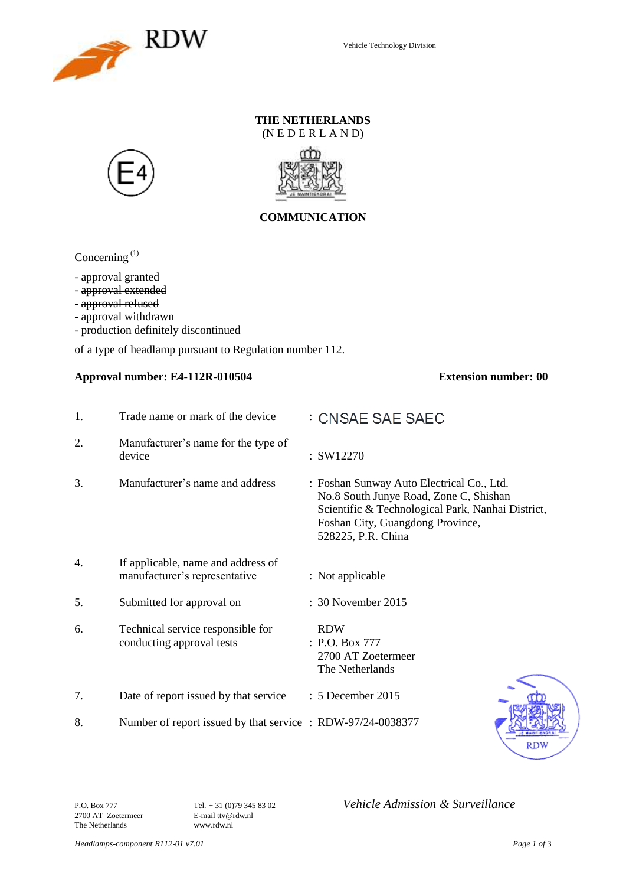RDW

Vehicle Technology Division

**THE NETHERLANDS**
(N E D E R L A N D)

E4

**COMMUNICATION**

Concerning [1]

- approval granted
- ~~approval extended~~
- ~~approval refused~~
- ~~approval withdrawn~~
- ~~production definitely discontinued~~

of a type of headlamp pursuant to Regulation number 112.

**Approval number: E4-112R-010504** **Extension number: 00**

| | | |
|---|---|---|
| 1. | Trade name or mark of the device | : CNSAE SAE SAEC |
| 2. | Manufacturer's name for the type of device | : SW12270 |
| 3. | Manufacturer's name and address | : Foshan Sunway Auto Electrical Co., Ltd. No.8 South Junye Road, Zone C, Shishan Scientific & Technological Park, Nanhai District, Foshan City, Guangdong Province, 528225, P.R. China |
| 4. | If applicable, name and address of manufacturer's representative | : Not applicable |
| 5. | Submitted for approval on | : 30 November 2015 |
| 6. | Technical service responsible for conducting approval tests | : RDW P.O. Box 777 2700 AT Zoetermeer The Netherlands |
| 7. | Date of report issued by that service | : 5 December 2015 |
| 8. | Number of report issued by that service | : RDW-97/24-0038377 |

P.O. Box 777
2700 AT Zoetermeer
The Netherlands

Tel. + 31 (0)79 345 83 02
E-mail ttv@rdw.nl
www.rdw.nl

*Vehicle Admission & Surveillance*

*Headlamps-component R112-01 v7.01*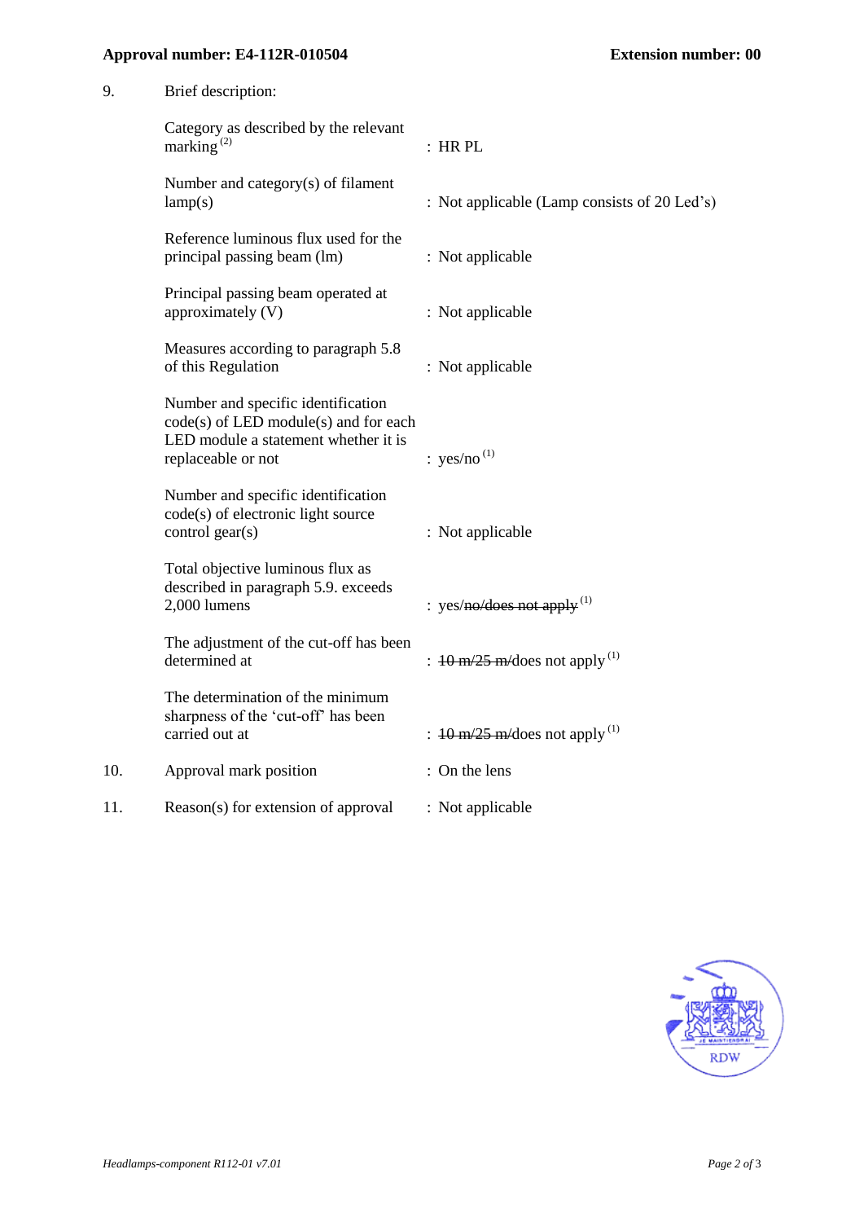**Approval number: E4-112R-010504** **Extension number: 00**

| | | |
|---|---|---|
| 9. | Brief description: | |
| | Category as described by the relevant marking [(2)] | : HR PL |
| | Number and category(s) of filament lamp(s) | : Not applicable (Lamp consists of 20 Led's) |
| | Reference luminous flux used for the principal passing beam (lm) | : Not applicable |
| | Principal passing beam operated at approximately (V) | : Not applicable |
| | Measures according to paragraph 5.8 of this Regulation | : Not applicable |
| | Number and specific identification code(s) of LED module(s) and for each LED module a statement whether it is replaceable or not | : yes/no [(1)] |
| | Number and specific identification code(s) of electronic light source control gear(s) | : Not applicable |
| | Total objective luminous flux as described in paragraph 5.9. exceeds 2,000 lumens | : yes/~~no/does not apply~~ [(1)] |
| | The adjustment of the cut-off has been determined at | : ~~10 m/25 m/~~does not apply [(1)] |
| | The determination of the minimum sharpness of the 'cut-off' has been carried out at | : ~~10 m/25 m/~~does not apply [(1)] |
| 10. | Approval mark position | : On the lens |
| 11. | Reason(s) for extension of approval | : Not applicable |

RDW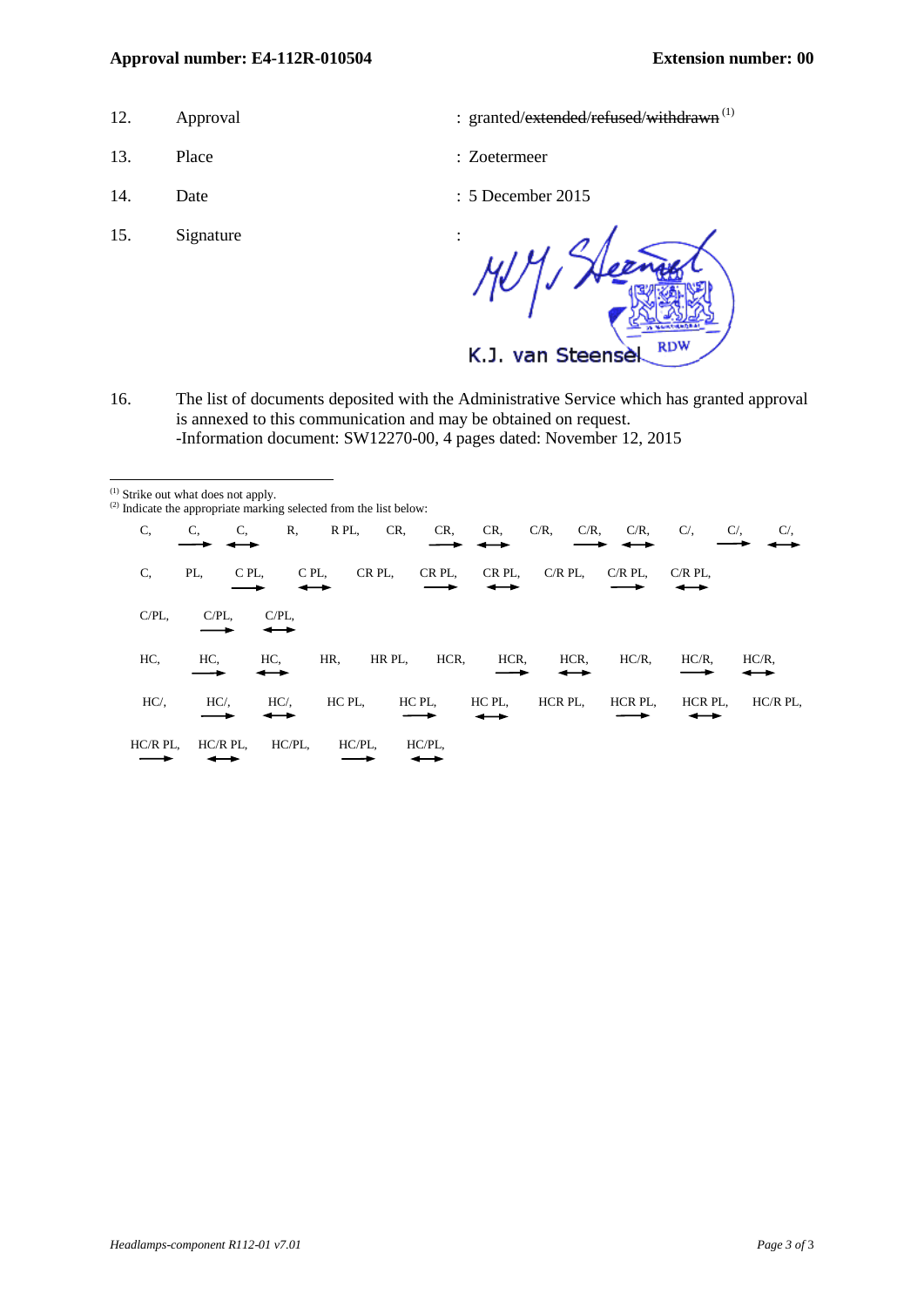**Approval number: E4-112R-010504** **Extension number: 00**

12. Approval : granted/~~extended~~/~~refused~~/~~withdrawn~~ [(1)]

13. Place : Zoetermeer

14. Date : 5 December 2015

15. Signature :

K.J. van Steensel

RDW

16. The list of documents deposited with the Administrative Service which has granted approval is annexed to this communication and may be obtained on request.
-Information document: SW12270-00, 4 pages dated: November 12, 2015

---

[(1)] Strike out what does not apply.
[(2)] Indicate the appropriate marking selected from the list below:

C, C, C, R, R PL, CR, CR, CR, C/R, C/R, C/R, C/, C/, C/,
→ ↔ → ↔ → ↔ → ↔

C, PL, C PL, C PL, CR PL, CR PL, CR PL, C/R PL, C/R PL, C/R PL,
→ ↔ → ↔ → ↔

C/PL, C/PL, C/PL,
→ ↔

HC, HC, HC, HR, HR PL, HCR, HCR, HCR, HC/R, HC/R, HC/R,
→ ↔ → ↔ → ↔

HC/, HC/, HC/, HC PL, HC PL, HC PL, HCR PL, HCR PL, HCR PL, HC/R PL,
→ ↔ → ↔ → ↔

HC/R PL, HC/R PL, HC/PL, HC/PL, HC/PL,
→ ↔ → ↔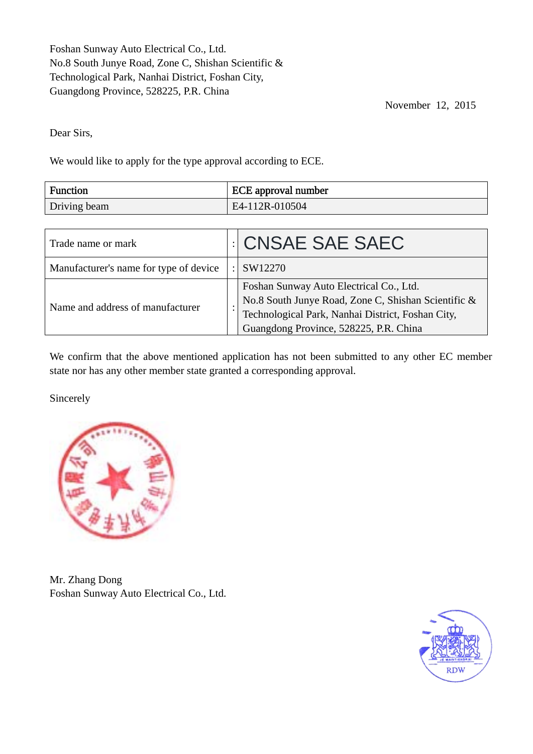Foshan Sunway Auto Electrical Co., Ltd.
No.8 South Junye Road, Zone C, Shishan Scientific &
Technological Park, Nanhai District, Foshan City,
Guangdong Province, 528225, P.R. China

November 12, 2015

Dear Sirs,

We would like to apply for the type approval according to ECE.

| Function | ECE approval number |
|---|---|
| Driving beam | E4-112R-010504 |

| | | |
|---|---|---|
| Trade name or mark | : | CNSAE SAE SAEC |
| Manufacturer's name for type of device | : | SW12270 |
| Name and address of manufacturer | : | Foshan Sunway Auto Electrical Co., Ltd. No.8 South Junye Road, Zone C, Shishan Scientific & Technological Park, Nanhai District, Foshan City, Guangdong Province, 528225, P.R. China |

We confirm that the above mentioned application has not been submitted to any other EC member state nor has any other member state granted a corresponding approval.

Sincerely

Mr. Zhang Dong
Foshan Sunway Auto Electrical Co., Ltd.

RDW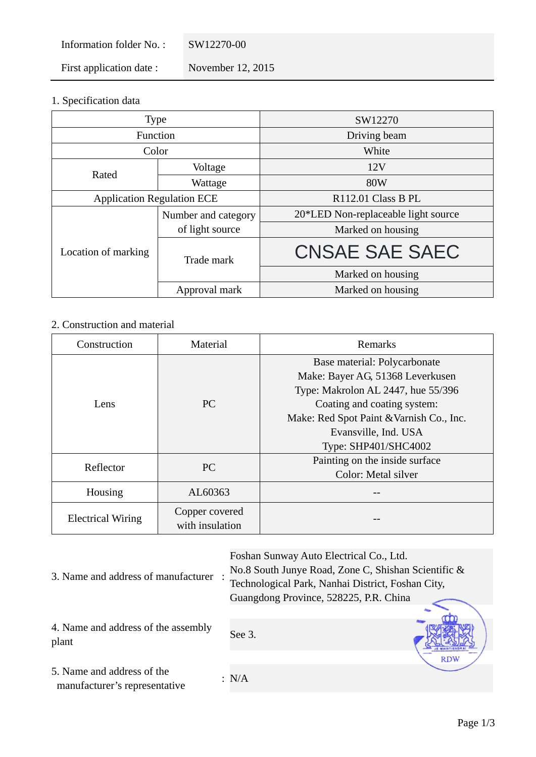| Information folder No. : | SW12270-00 |
|---|---|
| First application date : | November 12, 2015 |

1. Specification data

| Type | | SW12270 |
|---|---|---|
| Function | | Driving beam |
| Color | | White |
| Rated | Voltage | 12V |
| | Wattage | 80W |
| Application Regulation ECE | | R112.01 Class B PL |
| Location of marking | Number and category of light source | 20*LED Non-replaceable light source |
| | | Marked on housing |
| | Trade mark | CNSAE SAE SAEC |
| | | Marked on housing |
| | Approval mark | Marked on housing |

2. Construction and material

| Construction | Material | Remarks |
|---|---|---|
| Lens | PC | Base material: Polycarbonate<br>Make: Bayer AG, 51368 Leverkusen<br>Type: Makrolon AL 2447, hue 55/396<br>Coating and coating system:<br>Make: Red Spot Paint &Varnish Co., Inc.<br>Evansville, Ind. USA<br>Type: SHP401/SHC4002 |
| Reflector | PC | Painting on the inside surface<br>Color: Metal silver |
| Housing | AL60363 | -- |
| Electrical Wiring | Copper covered with insulation | -- |

3. Name and address of manufacturer : Foshan Sunway Auto Electrical Co., Ltd.
No.8 South Junye Road, Zone C, Shishan Scientific & Technological Park, Nanhai District, Foshan City, Guangdong Province, 528225, P.R. China

4. Name and address of the assembly plant : See 3.

5. Name and address of the manufacturer's representative : N/A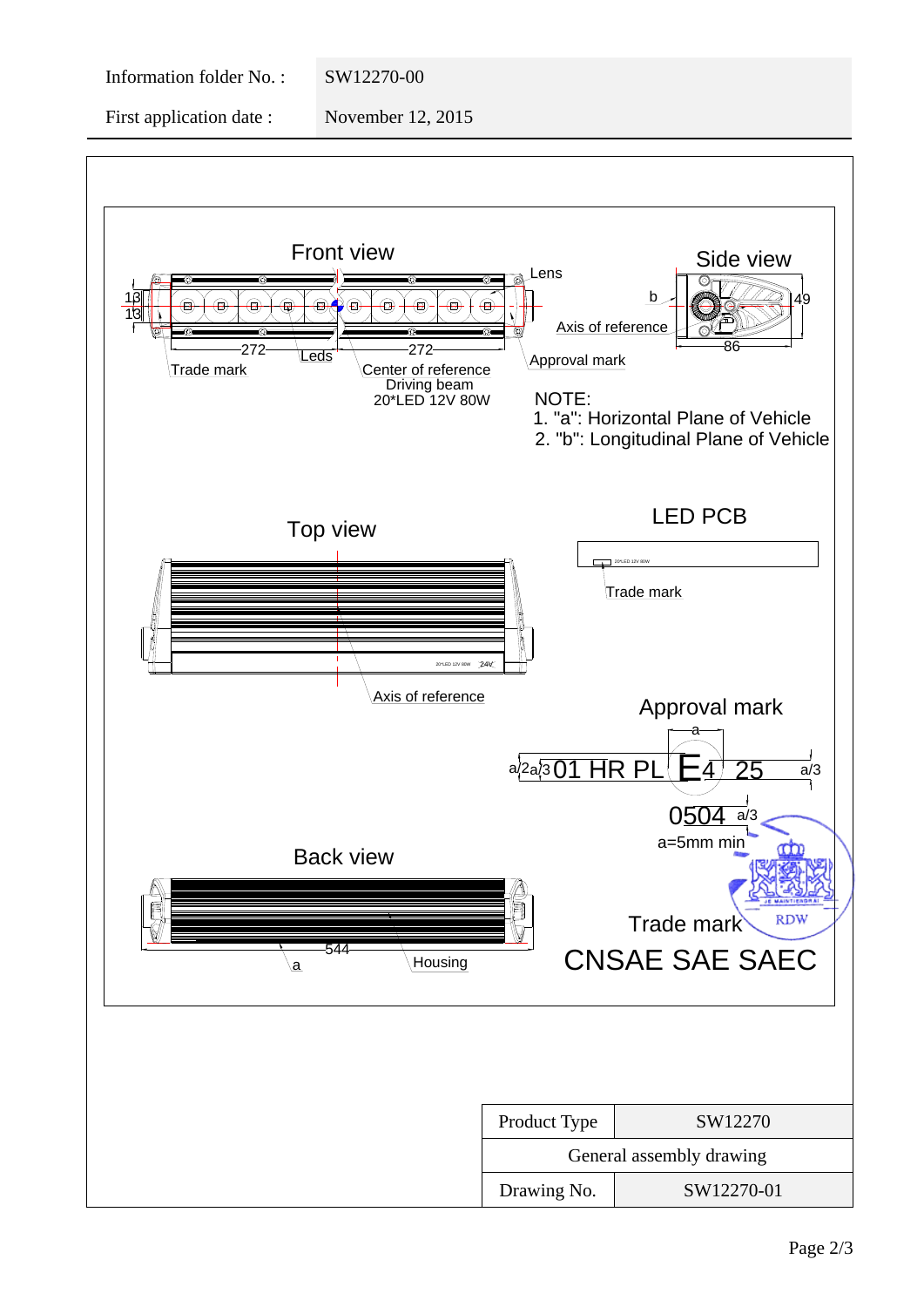| Information folder No. : | SW12270-00 |
| --- | --- |
| First application date : | November 12, 2015 |

Front view

13
13
Lens
272
272
Leds
Trade mark
Center of reference
Driving beam
20*LED 12V 80W
Approval mark

Side view

b
49
Axis of reference
86

NOTE:
1. "a": Horizontal Plane of Vehicle
2. "b": Longitudinal Plane of Vehicle

Top view

Axis of reference

LED PCB

Trade mark

Approval mark

a
a/2 a/3 01 HR PL E4 25 a/3
0504 a/3
a=5mm min

Back view

544
a
Housing

Trade mark
CNSAE SAE SAEC

| Product Type | SW12270 |
| --- | --- |
| General assembly drawing | |
| Drawing No. | SW12270-01 |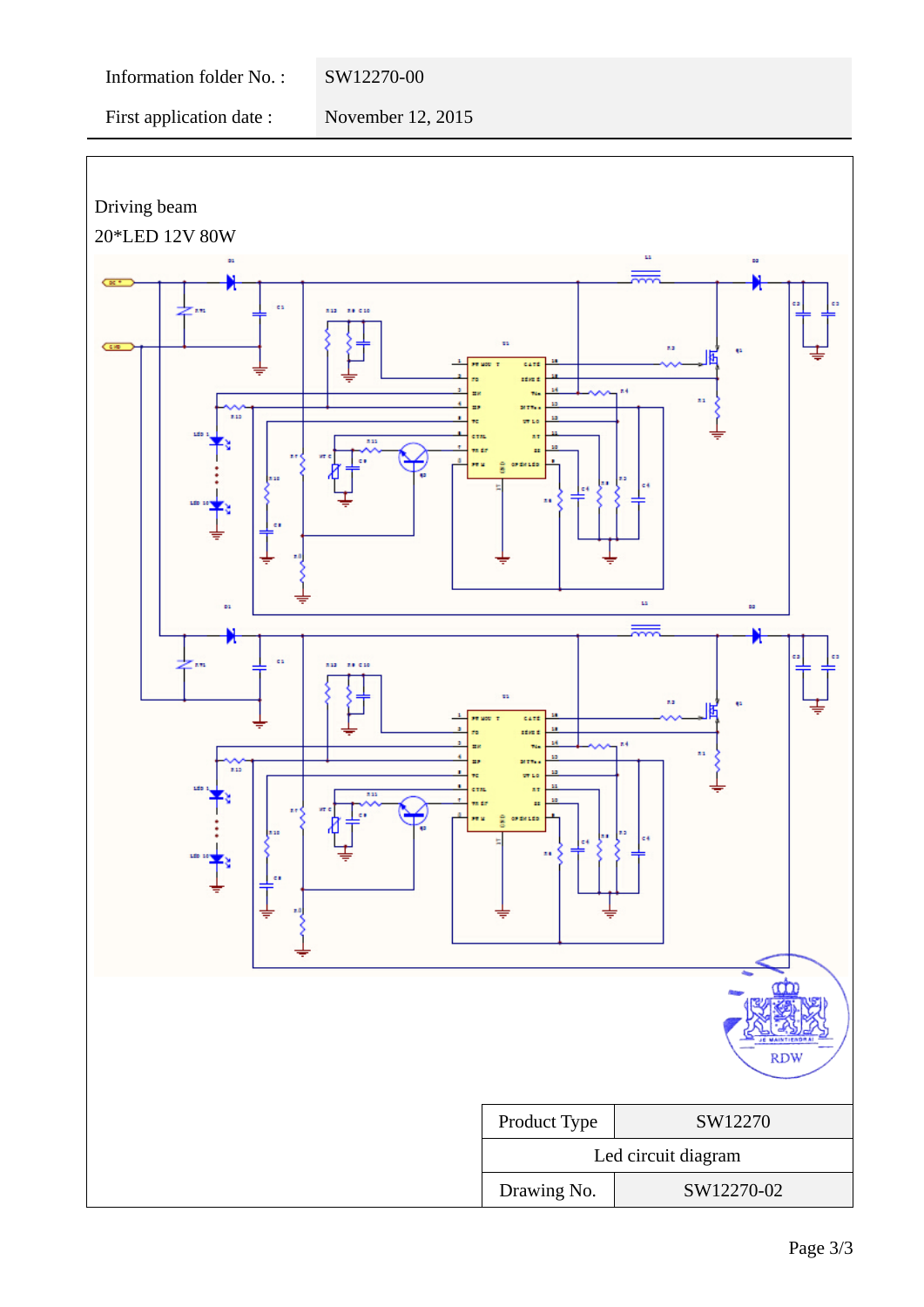| Information folder No. : | SW12270-00 |
|---|---|
| First application date : | November 12, 2015 |

Driving beam

20*LED 12V 80W

| Product Type | SW12270 |
|---|---|
| Led circuit diagram | |
| Drawing No. | SW12270-02 |